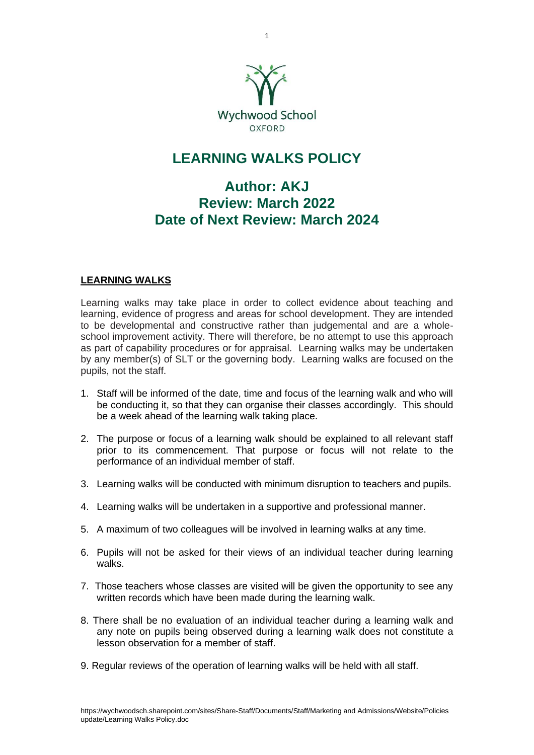Wychwood School

OXFORD

# LEARNING WALKS POLICY

## Author: AKJ
## Review: March 2022
## Date of Next Review: March 2024

**<u>LEARNING WALKS</u>**

Learning walks may take place in order to collect evidence about teaching and learning, evidence of progress and areas for school development. They are intended to be developmental and constructive rather than judgemental and are a whole-school improvement activity. There will therefore, be no attempt to use this approach as part of capability procedures or for appraisal. Learning walks may be undertaken by any member(s) of SLT or the governing body. Learning walks are focused on the pupils, not the staff.

1. Staff will be informed of the date, time and focus of the learning walk and who will be conducting it, so that they can organise their classes accordingly. This should be a week ahead of the learning walk taking place.

2. The purpose or focus of a learning walk should be explained to all relevant staff prior to its commencement. That purpose or focus will not relate to the performance of an individual member of staff.

3. Learning walks will be conducted with minimum disruption to teachers and pupils.

4. Learning walks will be undertaken in a supportive and professional manner.

5. A maximum of two colleagues will be involved in learning walks at any time.

6. Pupils will not be asked for their views of an individual teacher during learning walks.

7. Those teachers whose classes are visited will be given the opportunity to see any written records which have been made during the learning walk.

8. There shall be no evaluation of an individual teacher during a learning walk and any note on pupils being observed during a learning walk does not constitute a lesson observation for a member of staff.

9. Regular reviews of the operation of learning walks will be held with all staff.

https://wychwoodsch.sharepoint.com/sites/Share-Staff/Documents/Staff/Marketing and Admissions/Website/Policies update/Learning Walks Policy.doc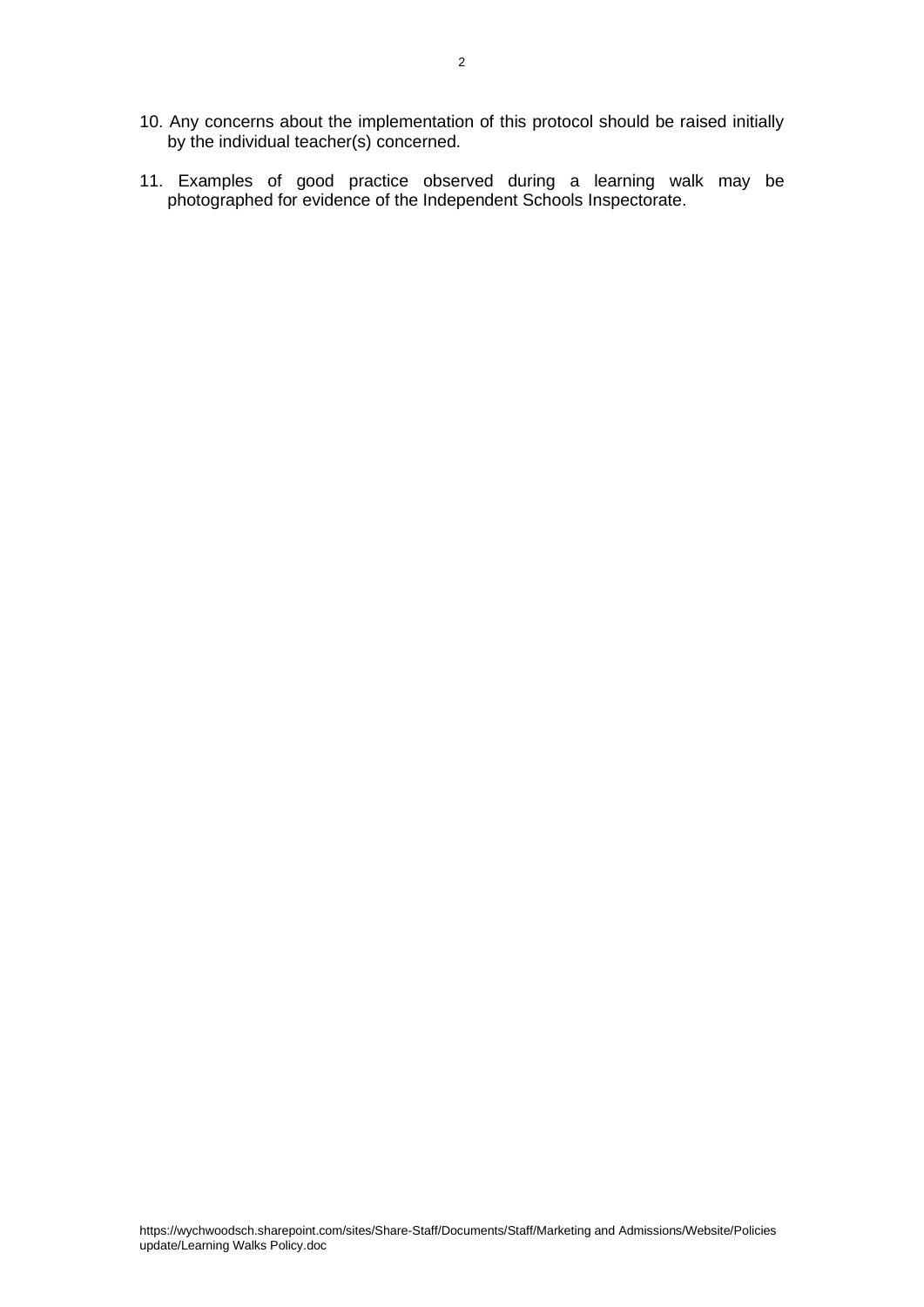10. Any concerns about the implementation of this protocol should be raised initially by the individual teacher(s) concerned.

11. Examples of good practice observed during a learning walk may be photographed for evidence of the Independent Schools Inspectorate.